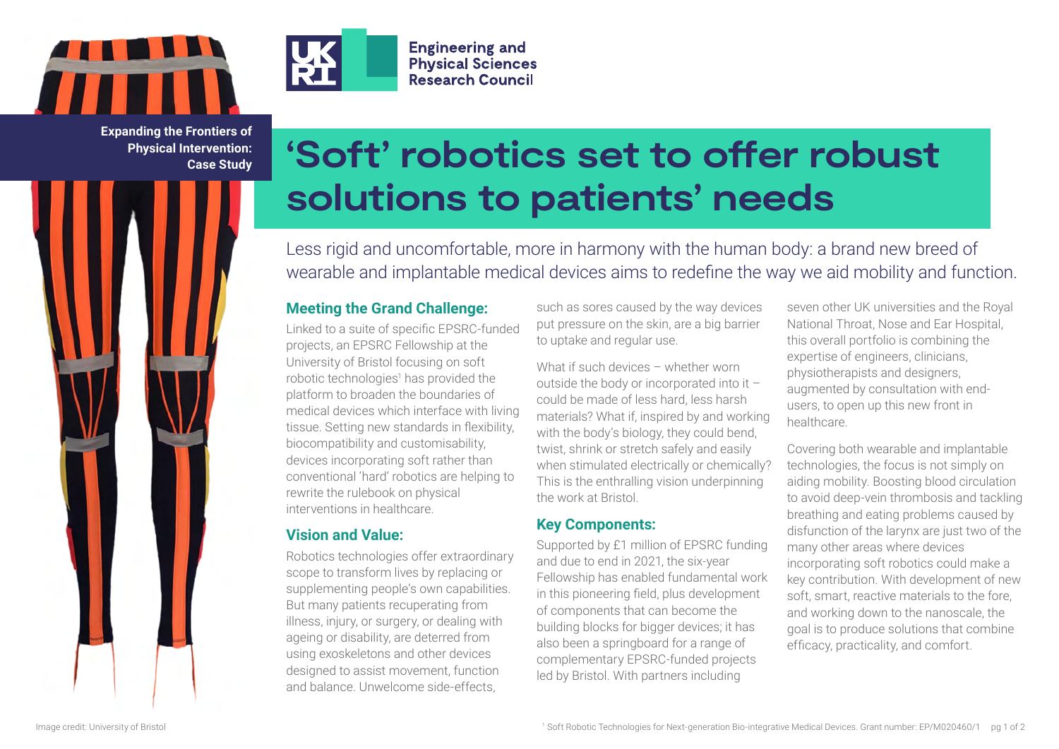**Expanding the Frontiers of Physical Intervention: Case Study**

Engineering and Physical Sciences Research Council

# 'Soft' robotics set to offer robust solutions to patients' needs

Less rigid and uncomfortable, more in harmony with the human body: a brand new breed of wearable and implantable medical devices aims to redefine the way we aid mobility and function.

## Meeting the Grand Challenge:

Linked to a suite of specific EPSRC-funded projects, an EPSRC Fellowship at the University of Bristol focusing on soft robotic technologies[1] has provided the platform to broaden the boundaries of medical devices which interface with living tissue. Setting new standards in flexibility, biocompatibility and customisability, devices incorporating soft rather than conventional 'hard' robotics are helping to rewrite the rulebook on physical interventions in healthcare.

## Vision and Value:

Robotics technologies offer extraordinary scope to transform lives by replacing or supplementing people's own capabilities. But many patients recuperating from illness, injury, or surgery, or dealing with ageing or disability, are deterred from using exoskeletons and other devices designed to assist movement, function and balance. Unwelcome side-effects, such as sores caused by the way devices put pressure on the skin, are a big barrier to uptake and regular use.

What if such devices – whether worn outside the body or incorporated into it – could be made of less hard, less harsh materials? What if, inspired by and working with the body's biology, they could bend, twist, shrink or stretch safely and easily when stimulated electrically or chemically? This is the enthralling vision underpinning the work at Bristol.

## Key Components:

Supported by £1 million of EPSRC funding and due to end in 2021, the six-year Fellowship has enabled fundamental work in this pioneering field, plus development of components that can become the building blocks for bigger devices; it has also been a springboard for a range of complementary EPSRC-funded projects led by Bristol. With partners including seven other UK universities and the Royal National Throat, Nose and Ear Hospital, this overall portfolio is combining the expertise of engineers, clinicians, physiotherapists and designers, augmented by consultation with end-users, to open up this new front in healthcare.

Covering both wearable and implantable technologies, the focus is not simply on aiding mobility. Boosting blood circulation to avoid deep-vein thrombosis and tackling breathing and eating problems caused by disfunction of the larynx are just two of the many other areas where devices incorporating soft robotics could make a key contribution. With development of new soft, smart, reactive materials to the fore, and working down to the nanoscale, the goal is to produce solutions that combine efficacy, practicality, and comfort.

Image credit: University of Bristol

[1] Soft Robotic Technologies for Next-generation Bio-integrative Medical Devices. Grant number: EP/M020460/1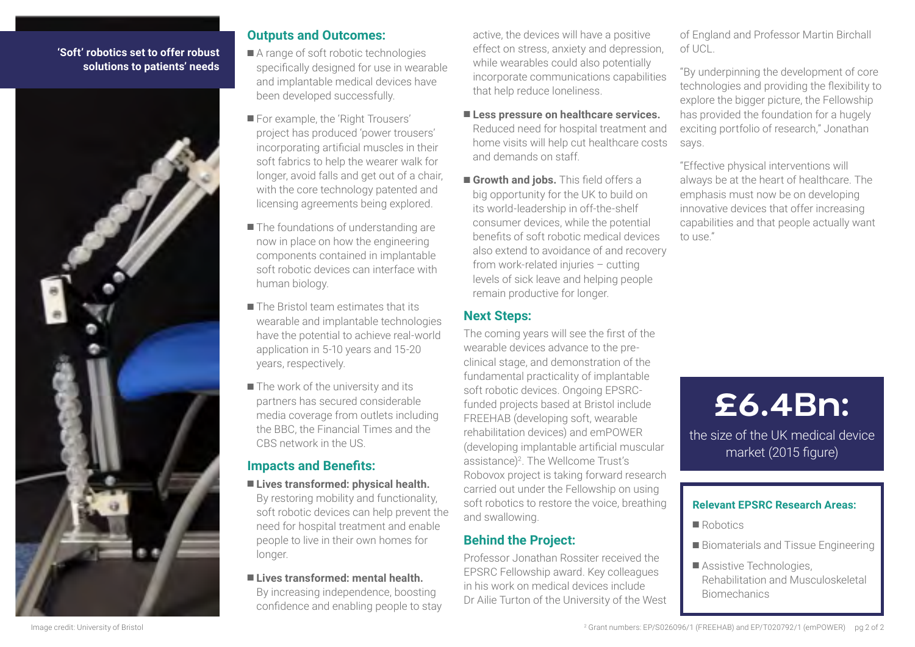**'Soft' robotics set to offer robust solutions to patients' needs**

Image credit: University of Bristol

## Outputs and Outcomes:

- A range of soft robotic technologies specifically designed for use in wearable and implantable medical devices have been developed successfully.
- For example, the 'Right Trousers' project has produced 'power trousers' incorporating artificial muscles in their soft fabrics to help the wearer walk for longer, avoid falls and get out of a chair, with the core technology patented and licensing agreements being explored.
- The foundations of understanding are now in place on how the engineering components contained in implantable soft robotic devices can interface with human biology.
- The Bristol team estimates that its wearable and implantable technologies have the potential to achieve real-world application in 5-10 years and 15-20 years, respectively.
- The work of the university and its partners has secured considerable media coverage from outlets including the BBC, the Financial Times and the CBS network in the US.

## Impacts and Benefits:

- **Lives transformed: physical health.** By restoring mobility and functionality, soft robotic devices can help prevent the need for hospital treatment and enable people to live in their own homes for longer.
- **Lives transformed: mental health.** By increasing independence, boosting confidence and enabling people to stay active, the devices will have a positive effect on stress, anxiety and depression, while wearables could also potentially incorporate communications capabilities that help reduce loneliness.
- **Less pressure on healthcare services.** Reduced need for hospital treatment and home visits will help cut healthcare costs and demands on staff.
- **Growth and jobs.** This field offers a big opportunity for the UK to build on its world-leadership in off-the-shelf consumer devices, while the potential benefits of soft robotic medical devices also extend to avoidance of and recovery from work-related injuries – cutting levels of sick leave and helping people remain productive for longer.

## Next Steps:

The coming years will see the first of the wearable devices advance to the pre-clinical stage, and demonstration of the fundamental practicality of implantable soft robotic devices. Ongoing EPSRC-funded projects based at Bristol include FREEHAB (developing soft, wearable rehabilitation devices) and emPOWER (developing implantable artificial muscular assistance)[2]. The Wellcome Trust's Robovox project is taking forward research carried out under the Fellowship on using soft robotics to restore the voice, breathing and swallowing.

## Behind the Project:

Professor Jonathan Rossiter received the EPSRC Fellowship award. Key colleagues in his work on medical devices include Dr Ailie Turton of the University of the West of England and Professor Martin Birchall of UCL.

"By underpinning the development of core technologies and providing the flexibility to explore the bigger picture, the Fellowship has provided the foundation for a hugely exciting portfolio of research," Jonathan says.

"Effective physical interventions will always be at the heart of healthcare. The emphasis must now be on developing innovative devices that offer increasing capabilities and that people actually want to use."

**£6.4Bn:**

the size of the UK medical device market (2015 figure)

**Relevant EPSRC Research Areas:**

- Robotics
- Biomaterials and Tissue Engineering
- Assistive Technologies, Rehabilitation and Musculoskeletal Biomechanics

[2] Grant numbers: EP/S026096/1 (FREEHAB) and EP/T020792/1 (emPOWER)